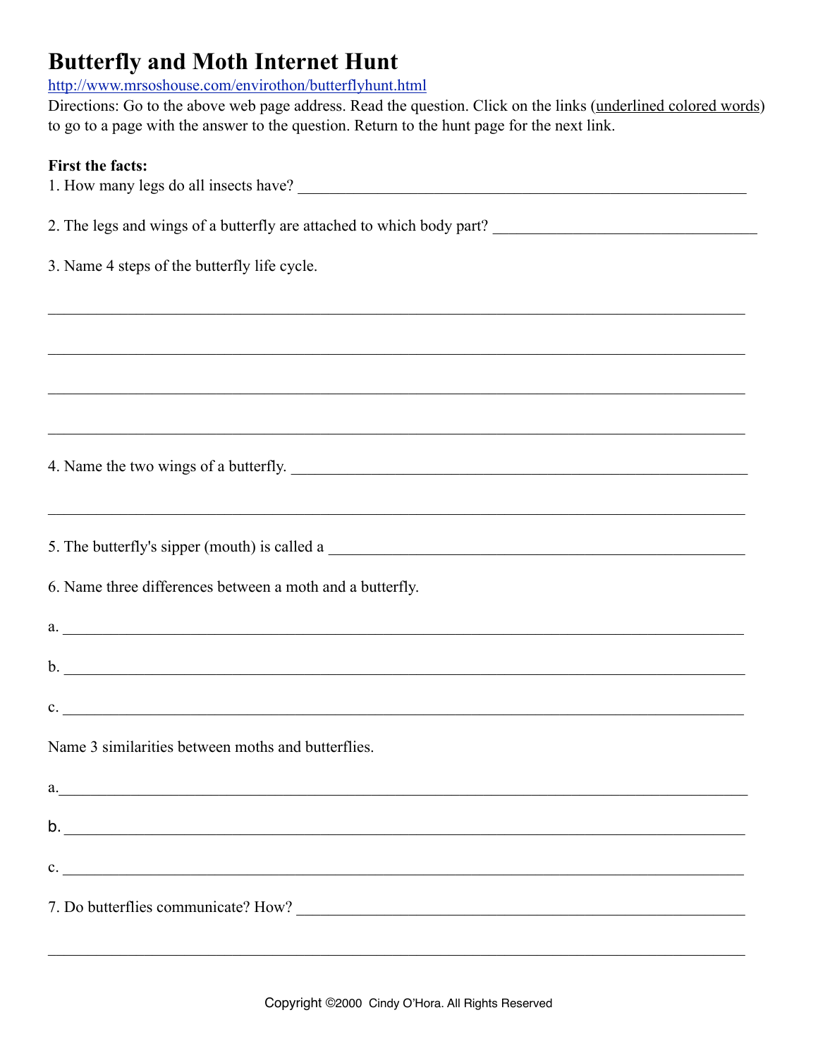# Butterfly and Moth Internet Hunt

http://www.mrsoshouse.com/envirothon/butterflyhunt.html

Directions: Go to the above web page address. Read the question. Click on the links (underlined colored words) to go to a page with the answer to the question. Return to the hunt page for the next link.

**First the facts:**

1. How many legs do all insects have? ______________________________

2. The legs and wings of a butterfly are attached to which body part? ______________________________

3. Name 4 steps of the butterfly life cycle.

______________________________

______________________________

______________________________

______________________________

4. Name the two wings of a butterfly. ______________________________

______________________________

5. The butterfly's sipper (mouth) is called a ______________________________

6. Name three differences between a moth and a butterfly.

a. ______________________________

b. ______________________________

c. ______________________________

Name 3 similarities between moths and butterflies.

a. ______________________________

b. ______________________________

c. ______________________________

7. Do butterflies communicate? How? ______________________________

______________________________

Copyright ©2000 Cindy O'Hora. All Rights Reserved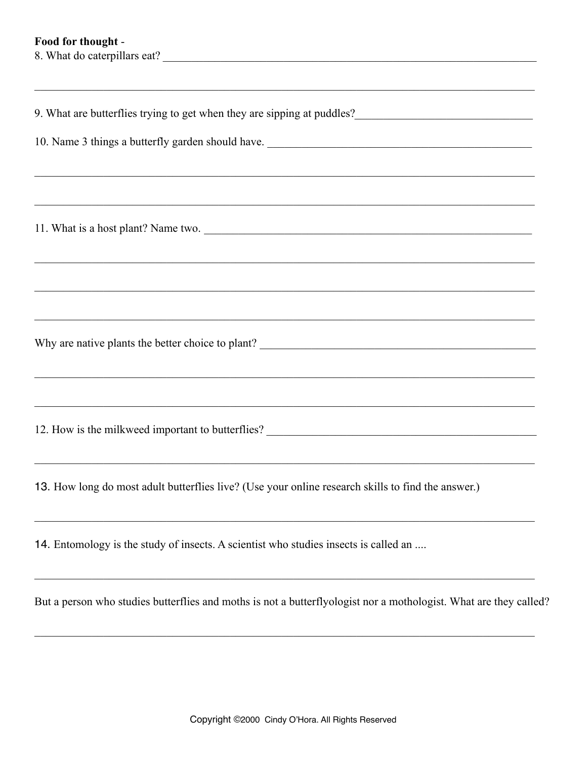**Food for thought** -

8. What do caterpillars eat? ______________________________________________

______________________________________________

9. What are butterflies trying to get when they are sipping at puddles?______________________

10. Name 3 things a butterfly garden should have. ______________________________

______________________________________________

______________________________________________

11. What is a host plant? Name two. ______________________________________

______________________________________________

______________________________________________

______________________________________________

Why are native plants the better choice to plant? __________________________

______________________________________________

______________________________________________

12. How is the milkweed important to butterflies? ____________________________

______________________________________________

13. How long do most adult butterflies live? (Use your online research skills to find the answer.)

______________________________________________

14. Entomology is the study of insects. A scientist who studies insects is called an ....

______________________________________________

But a person who studies butterflies and moths is not a butterflyologist nor a mothologist. What are they called?

______________________________________________

Copyright ©2000 Cindy O'Hora. All Rights Reserved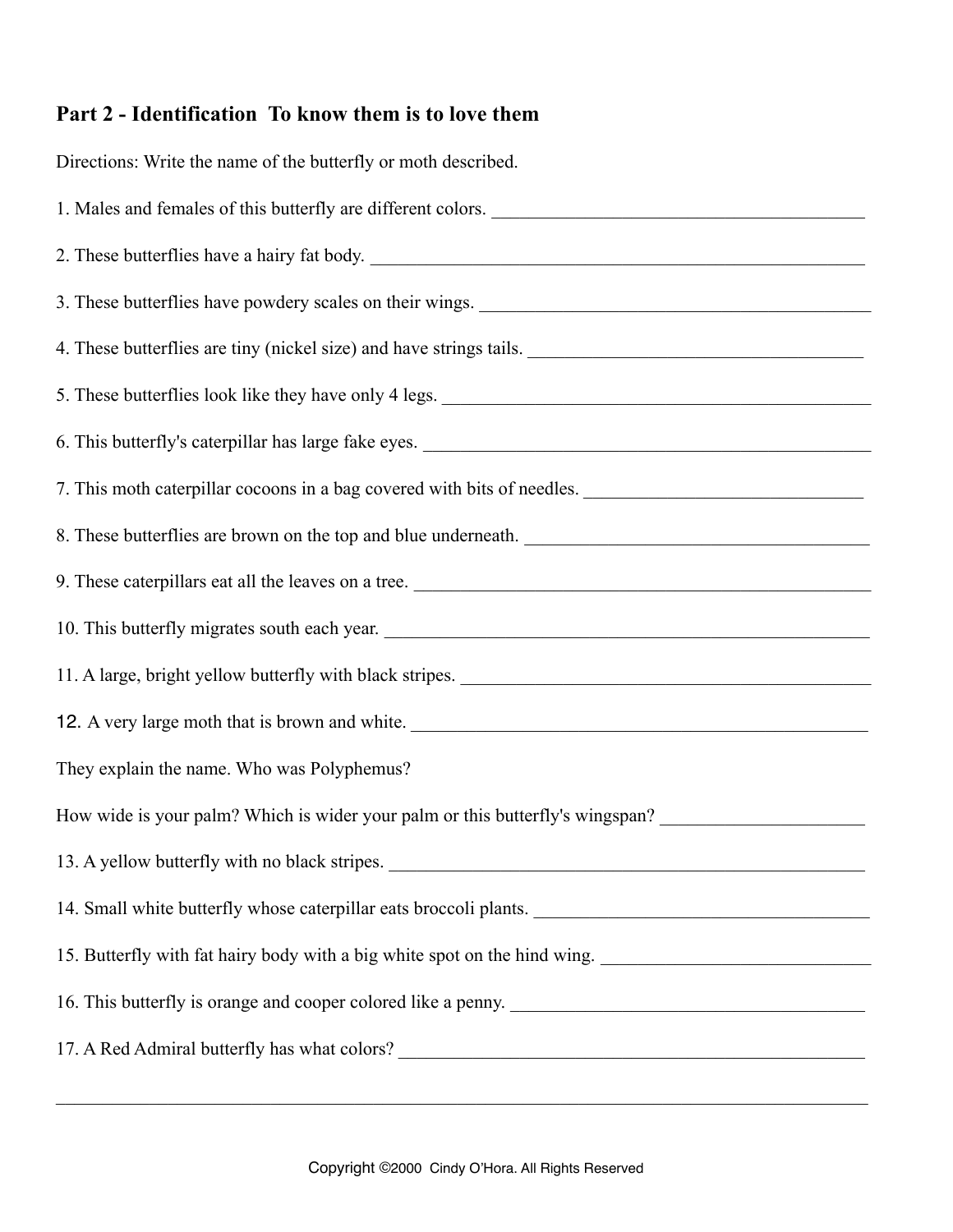## Part 2 - Identification To know them is to love them

Directions: Write the name of the butterfly or moth described.

1. Males and females of this butterfly are different colors. ________________________________________

2. These butterflies have a hairy fat body. ________________________________________

3. These butterflies have powdery scales on their wings. ________________________________________

4. These butterflies are tiny (nickel size) and have strings tails. ________________________________________

5. These butterflies look like they have only 4 legs. ________________________________________

6. This butterfly's caterpillar has large fake eyes. ________________________________________

7. This moth caterpillar cocoons in a bag covered with bits of needles. ________________________________________

8. These butterflies are brown on the top and blue underneath. ________________________________________

9. These caterpillars eat all the leaves on a tree. ________________________________________

10. This butterfly migrates south each year. ________________________________________

11. A large, bright yellow butterfly with black stripes. ________________________________________

12. A very large moth that is brown and white. ________________________________________

They explain the name. Who was Polyphemus?

How wide is your palm? Which is wider your palm or this butterfly's wingspan? ______________________

13. A yellow butterfly with no black stripes. ________________________________________

14. Small white butterfly whose caterpillar eats broccoli plants. ________________________________________

15. Butterfly with fat hairy body with a big white spot on the hind wing. ________________________________________

16. This butterfly is orange and cooper colored like a penny. ________________________________________

17. A Red Admiral butterfly has what colors? ________________________________________

________________________________________________________________________________

Copyright ©2000 Cindy O'Hora. All Rights Reserved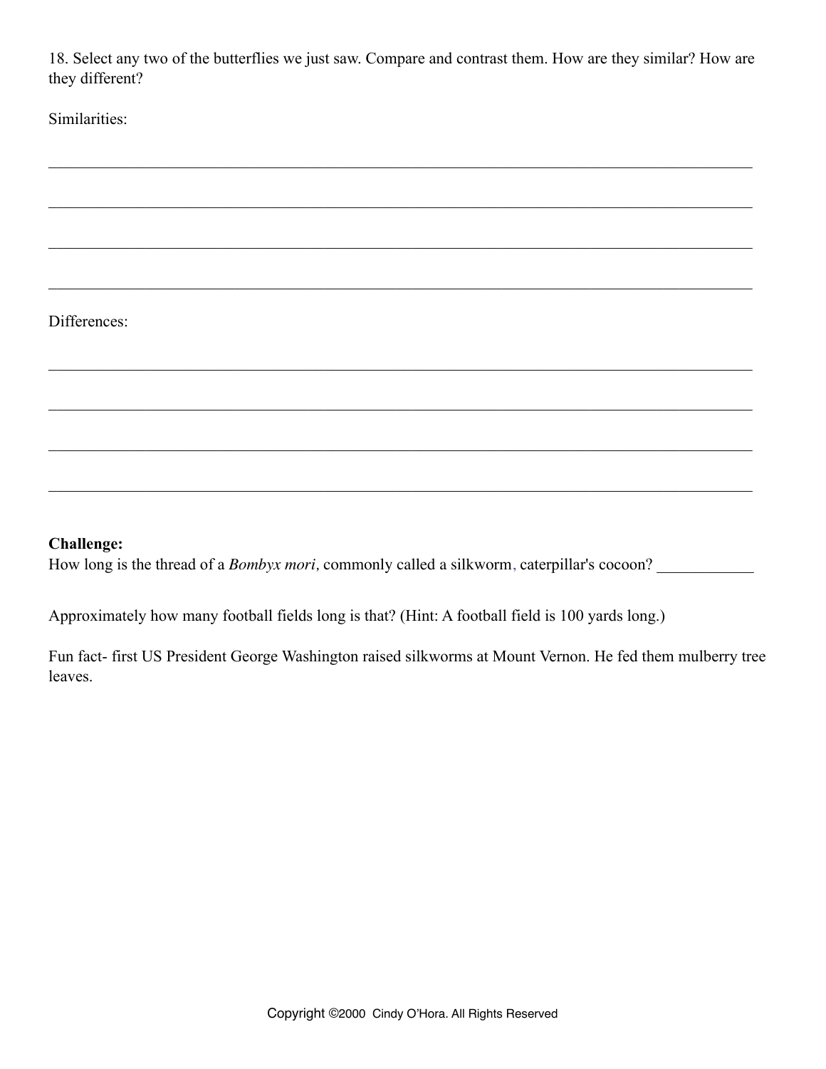18. Select any two of the butterflies we just saw. Compare and contrast them. How are they similar? How are they different?

Similarities:

______________________________________________________________________________

______________________________________________________________________________

______________________________________________________________________________

______________________________________________________________________________

Differences:

______________________________________________________________________________

______________________________________________________________________________

______________________________________________________________________________

______________________________________________________________________________

**Challenge:**
How long is the thread of a *Bombyx mori*, commonly called a silkworm, caterpillar's cocoon? ____________

Approximately how many football fields long is that? (Hint: A football field is 100 yards long.)

Fun fact- first US President George Washington raised silkworms at Mount Vernon. He fed them mulberry tree leaves.

Copyright ©2000 Cindy O'Hora. All Rights Reserved